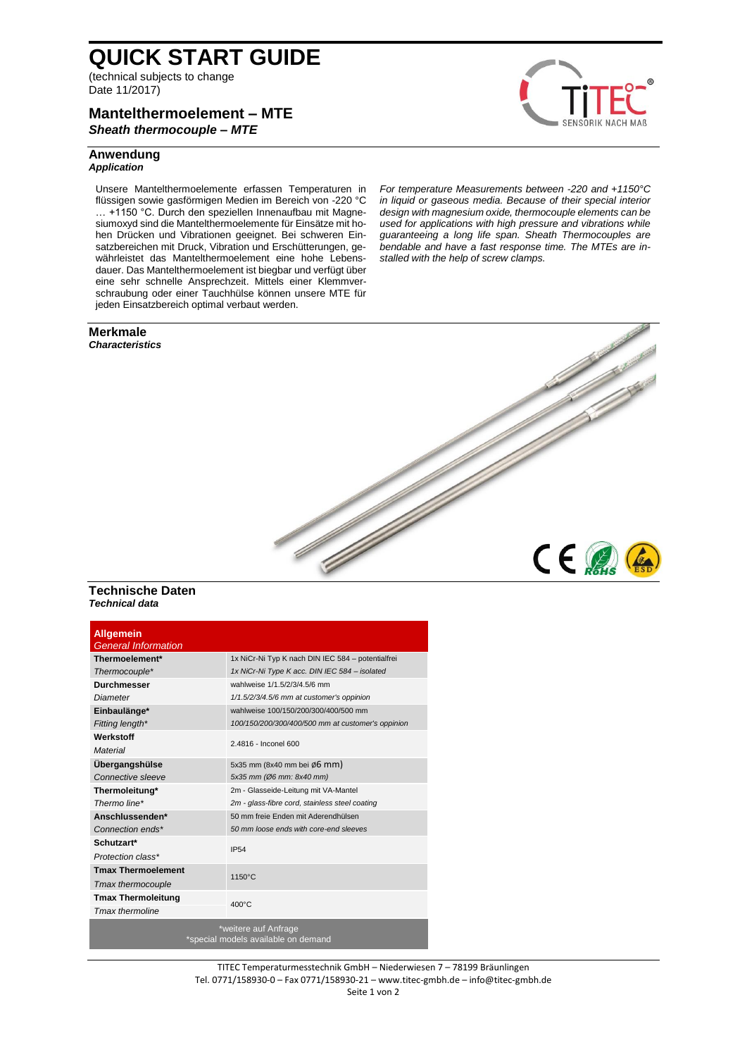# QUICK START GUIDE

(technical subjects to change
Date 11/2017)

## Mantelthermoelement – MTE

***Sheath thermocouple – MTE***

### Anwendung

***Application***

Unsere Mantelthermoelemente erfassen Temperaturen in flüssigen sowie gasförmigen Medien im Bereich von -220 °C … +1150 °C. Durch den speziellen Innenaufbau mit Magnesiumoxyd sind die Mantelthermoelemente für Einsätze mit hohen Drücken und Vibrationen geeignet. Bei schweren Einsatzbereichen mit Druck, Vibration und Erschütterungen, gewährleistet das Mantelthermoelement eine hohe Lebensdauer. Das Mantelthermoelement ist biegbar und verfügt über eine sehr schnelle Ansprechzeit. Mittels einer Klemmverschraubung oder einer Tauchhülse können unsere MTE für jeden Einsatzbereich optimal verbaut werden.

*For temperature Measurements between -220 and +1150°C in liquid or gaseous media. Because of their special interior design with magnesium oxide, thermocouple elements can be used for applications with high pressure and vibrations while guaranteeing a long life span. Sheath Thermocouples are bendable and have a fast response time. The MTEs are installed with the help of screw clamps.*

### Merkmale

***Characteristics***

### Technische Daten

***Technical data***

| **Allgemein** *General Information* | |
|---|---|
| **Thermoelement\*** *Thermocouple\** | 1x NiCr-Ni Typ K nach DIN IEC 584 – potentialfrei *1x NiCr-Ni Type K acc. DIN IEC 584 – isolated* |
| **Durchmesser** *Diameter* | wahlweise 1/1.5/2/3/4.5/6 mm *1/1.5/2/3/4.5/6 mm at customer's oppinion* |
| **Einbaulänge\*** *Fitting length\** | wahlweise 100/150/200/300/400/500 mm *100/150/200/300/400/500 mm at customer's oppinion* |
| **Werkstoff** *Material* | 2.4816 - Inconel 600 |
| **Übergangshülse** *Connective sleeve* | 5x35 mm (8x40 mm bei ø6 mm) *5x35 mm (Ø6 mm: 8x40 mm)* |
| **Thermoleitung\*** *Thermo line\** | 2m - Glasseide-Leitung mit VA-Mantel *2m - glass-fibre cord, stainless steel coating* |
| **Anschlussenden\*** *Connection ends\** | 50 mm freie Enden mit Aderendhülsen *50 mm loose ends with core-end sleeves* |
| **Schutzart\*** *Protection class\** | IP54 |
| **Tmax Thermoelement** *Tmax thermocouple* | 1150°C |
| **Tmax Thermoleitung** *Tmax thermoline* | 400°C |
| \*weitere auf Anfrage \*special models available on demand | |

TITEC Temperaturmesstechnik GmbH – Niederwiesen 7 – 78199 Bräunlingen
Tel. 0771/158930-0 – Fax 0771/158930-21 – www.titec-gmbh.de – info@titec-gmbh.de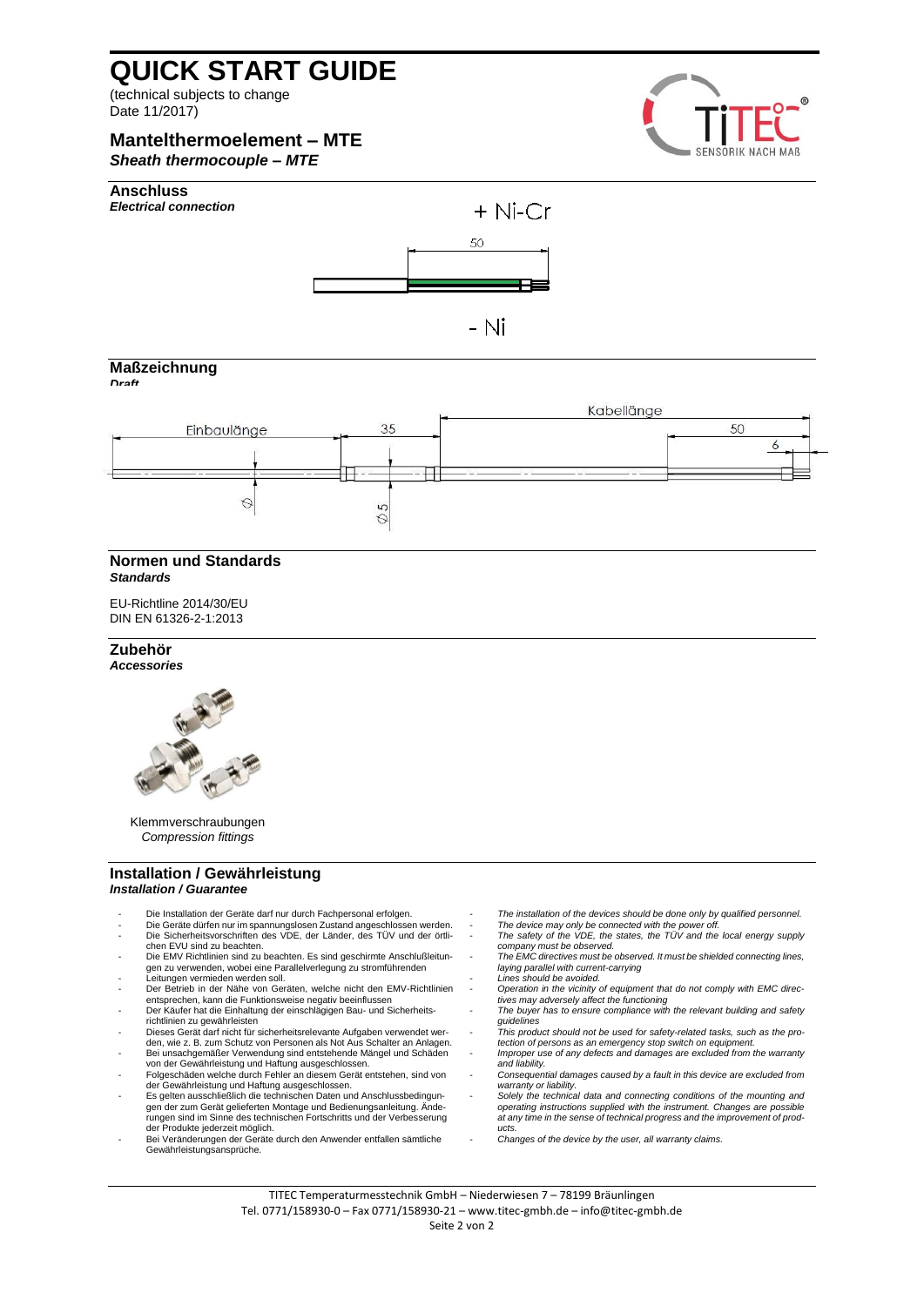# QUICK START GUIDE

(technical subjects to change
Date 11/2017)

## Mantelthermoelement – MTE
***Sheath thermocouple – MTE***

### Anschluss
***Electrical connection***

+ Ni-Cr

50

- Ni

### Maßzeichnung
***Draft***

Einbaulänge

35

Kabellänge

50

6

Ø

Ø5

### Normen und Standards
***Standards***

EU-Richtline 2014/30/EU
DIN EN 61326-2-1:2013

### Zubehör
***Accessories***

Klemmverschraubungen
*Compression fittings*

### Installation / Gewährleistung
***Installation / Guarantee***

- Die Installation der Geräte darf nur durch Fachpersonal erfolgen.
- Die Geräte dürfen nur im spannungslosen Zustand angeschlossen werden.
- Die Sicherheitsvorschriften des VDE, der Länder, des TÜV und der örtlichen EVU sind zu beachten.
- Die EMV Richtlinien sind zu beachten. Es sind geschirmte Anschlußleitungen zu verwenden, wobei eine Parallelverlegung zu stromführenden Leitungen vermieden werden soll.
- Der Betrieb in der Nähe von Geräten, welche nicht den EMV-Richtlinien entsprechen, kann die Funktionsweise negativ beeinflussen
- Der Käufer hat die Einhaltung der einschlägigen Bau- und Sicherheitsrichtlinien zu gewährleisten
- Dieses Gerät darf nicht für sicherheitsrelevante Aufgaben verwendet werden, wie z. B. zum Schutz von Personen als Not Aus Schalter an Anlagen.
- Bei unsachgemäßer Verwendung sind entstehende Mängel und Schäden von der Gewährleistung und Haftung ausgeschlossen.
- Folgeschäden welche durch Fehler an diesem Gerät entstehen, sind von der Gewährleistung und Haftung ausgeschlossen.
- Es gelten ausschließlich die technischen Daten und Anschlussbedingungen der zum Gerät gelieferten Montage und Bedienungsanleitung. Änderungen sind im Sinne des technischen Fortschritts und der Verbesserung der Produkte jederzeit möglich.
- Bei Veränderungen der Geräte durch den Anwender entfallen sämtliche Gewährleistungsansprüche.

- *The installation of the devices should be done only by qualified personnel.*
- *The device may only be connected with the power off.*
- *The safety of the VDE, the states, the TÜV and the local energy supply company must be observed.*
- *The EMC directives must be observed. It must be shielded connecting lines, laying parallel with current-carrying Lines should be avoided.*
- *Operation in the vicinity of equipment that do not comply with EMC directives may adversely affect the functioning*
- *The buyer has to ensure compliance with the relevant building and safety guidelines*
- *This product should not be used for safety-related tasks, such as the protection of persons as an emergency stop switch on equipment.*
- *Improper use of any defects and damages are excluded from the warranty and liability.*
- *Consequential damages caused by a fault in this device are excluded from warranty or liability.*
- *Solely the technical data and connecting conditions of the mounting and operating instructions supplied with the instrument. Changes are possible at any time in the sense of technical progress and the improvement of products.*
- *Changes of the device by the user, all warranty claims.*

TITEC Temperaturmesstechnik GmbH – Niederwiesen 7 – 78199 Bräunlingen
Tel. 0771/158930-0 – Fax 0771/158930-21 – www.titec-gmbh.de – info@titec-gmbh.de